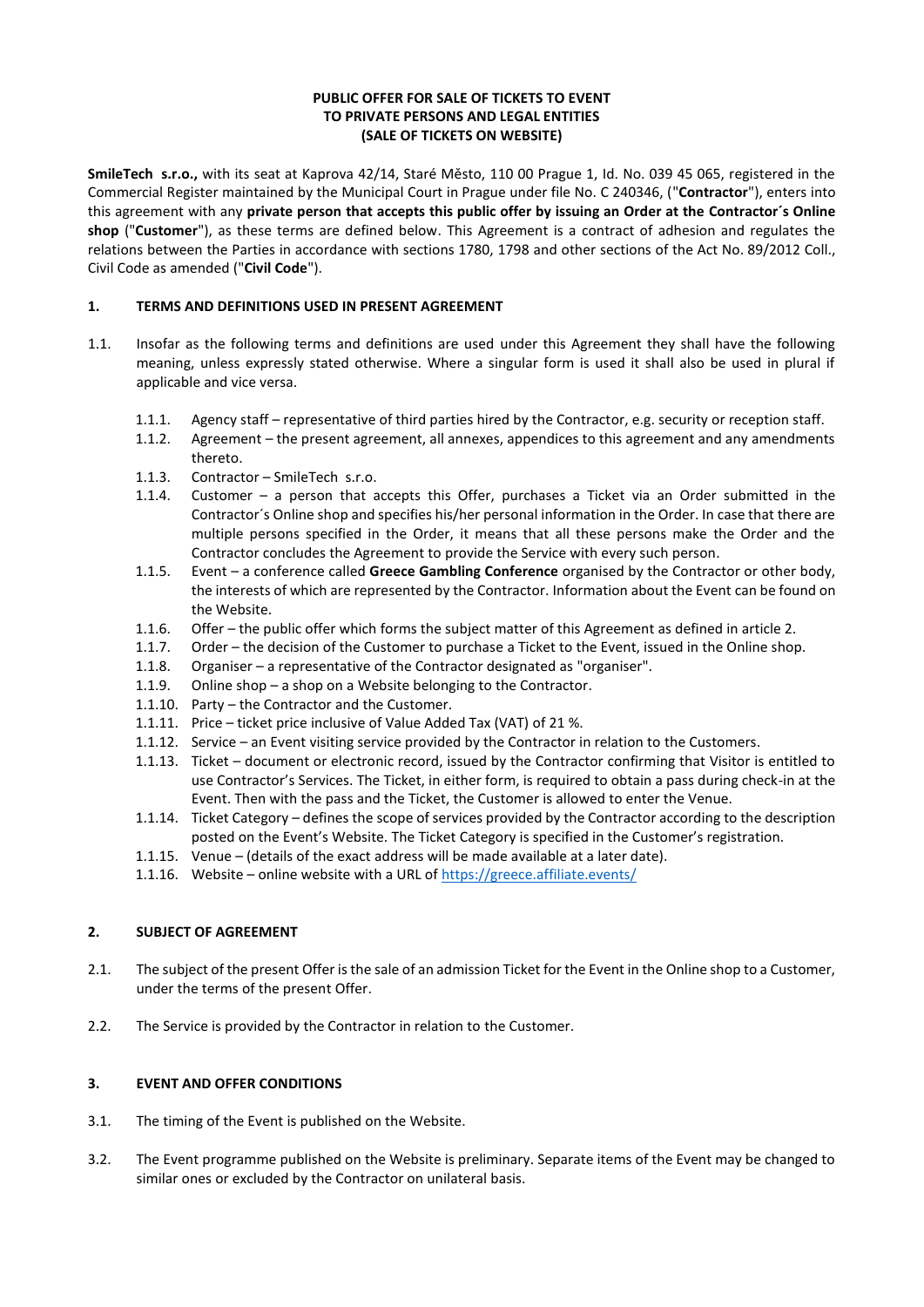**PUBLIC OFFER FOR SALE OF TICKETS TO EVENT**
**TO PRIVATE PERSONS AND LEGAL ENTITIES**
**(SALE OF TICKETS ON WEBSITE)**

**SmileTech s.r.o.,** with its seat at Kaprova 42/14, Staré Město, 110 00 Prague 1, Id. No. 039 45 065, registered in the Commercial Register maintained by the Municipal Court in Prague under file No. C 240346, ("**Contractor**"), enters into this agreement with any **private person that accepts this public offer by issuing an Order at the Contractor´s Online shop** ("**Customer**"), as these terms are defined below. This Agreement is a contract of adhesion and regulates the relations between the Parties in accordance with sections 1780, 1798 and other sections of the Act No. 89/2012 Coll., Civil Code as amended ("**Civil Code**").

## 1. TERMS AND DEFINITIONS USED IN PRESENT AGREEMENT

1.1. Insofar as the following terms and definitions are used under this Agreement they shall have the following meaning, unless expressly stated otherwise. Where a singular form is used it shall also be used in plural if applicable and vice versa.

- 1.1.1. Agency staff – representative of third parties hired by the Contractor, e.g. security or reception staff.
- 1.1.2. Agreement – the present agreement, all annexes, appendices to this agreement and any amendments thereto.
- 1.1.3. Contractor – SmileTech s.r.o.
- 1.1.4. Customer – a person that accepts this Offer, purchases a Ticket via an Order submitted in the Contractor´s Online shop and specifies his/her personal information in the Order. In case that there are multiple persons specified in the Order, it means that all these persons make the Order and the Contractor concludes the Agreement to provide the Service with every such person.
- 1.1.5. Event – a conference called **Greece Gambling Conference** organised by the Contractor or other body, the interests of which are represented by the Contractor. Information about the Event can be found on the Website.
- 1.1.6. Offer – the public offer which forms the subject matter of this Agreement as defined in article 2.
- 1.1.7. Order – the decision of the Customer to purchase a Ticket to the Event, issued in the Online shop.
- 1.1.8. Organiser – a representative of the Contractor designated as "organiser".
- 1.1.9. Online shop – a shop on a Website belonging to the Contractor.
- 1.1.10. Party – the Contractor and the Customer.
- 1.1.11. Price – ticket price inclusive of Value Added Tax (VAT) of 21 %.
- 1.1.12. Service – an Event visiting service provided by the Contractor in relation to the Customers.
- 1.1.13. Ticket – document or electronic record, issued by the Contractor confirming that Visitor is entitled to use Contractor's Services. The Ticket, in either form, is required to obtain a pass during check-in at the Event. Then with the pass and the Ticket, the Customer is allowed to enter the Venue.
- 1.1.14. Ticket Category – defines the scope of services provided by the Contractor according to the description posted on the Event's Website. The Ticket Category is specified in the Customer's registration.
- 1.1.15. Venue – (details of the exact address will be made available at a later date).
- 1.1.16. Website – online website with a URL of https://greece.affiliate.events/

## 2. SUBJECT OF AGREEMENT

2.1. The subject of the present Offer is the sale of an admission Ticket for the Event in the Online shop to a Customer, under the terms of the present Offer.

2.2. The Service is provided by the Contractor in relation to the Customer.

## 3. EVENT AND OFFER CONDITIONS

3.1. The timing of the Event is published on the Website.

3.2. The Event programme published on the Website is preliminary. Separate items of the Event may be changed to similar ones or excluded by the Contractor on unilateral basis.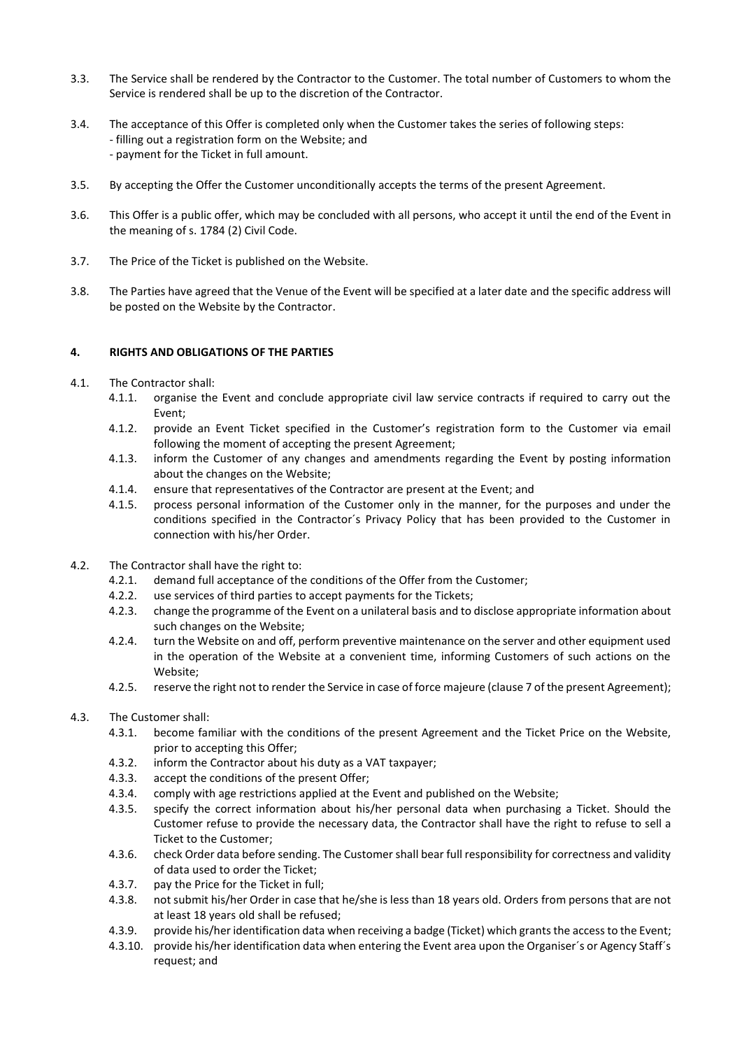3.3. The Service shall be rendered by the Contractor to the Customer. The total number of Customers to whom the Service is rendered shall be up to the discretion of the Contractor.

3.4. The acceptance of this Offer is completed only when the Customer takes the series of following steps:
- filling out a registration form on the Website; and
- payment for the Ticket in full amount.

3.5. By accepting the Offer the Customer unconditionally accepts the terms of the present Agreement.

3.6. This Offer is a public offer, which may be concluded with all persons, who accept it until the end of the Event in the meaning of s. 1784 (2) Civil Code.

3.7. The Price of the Ticket is published on the Website.

3.8. The Parties have agreed that the Venue of the Event will be specified at a later date and the specific address will be posted on the Website by the Contractor.

## 4. RIGHTS AND OBLIGATIONS OF THE PARTIES

4.1. The Contractor shall:

- 4.1.1. organise the Event and conclude appropriate civil law service contracts if required to carry out the Event;
- 4.1.2. provide an Event Ticket specified in the Customer's registration form to the Customer via email following the moment of accepting the present Agreement;
- 4.1.3. inform the Customer of any changes and amendments regarding the Event by posting information about the changes on the Website;
- 4.1.4. ensure that representatives of the Contractor are present at the Event; and
- 4.1.5. process personal information of the Customer only in the manner, for the purposes and under the conditions specified in the Contractor´s Privacy Policy that has been provided to the Customer in connection with his/her Order.

4.2. The Contractor shall have the right to:

- 4.2.1. demand full acceptance of the conditions of the Offer from the Customer;
- 4.2.2. use services of third parties to accept payments for the Tickets;
- 4.2.3. change the programme of the Event on a unilateral basis and to disclose appropriate information about such changes on the Website;
- 4.2.4. turn the Website on and off, perform preventive maintenance on the server and other equipment used in the operation of the Website at a convenient time, informing Customers of such actions on the Website;
- 4.2.5. reserve the right not to render the Service in case of force majeure (clause 7 of the present Agreement);

4.3. The Customer shall:

- 4.3.1. become familiar with the conditions of the present Agreement and the Ticket Price on the Website, prior to accepting this Offer;
- 4.3.2. inform the Contractor about his duty as a VAT taxpayer;
- 4.3.3. accept the conditions of the present Offer;
- 4.3.4. comply with age restrictions applied at the Event and published on the Website;
- 4.3.5. specify the correct information about his/her personal data when purchasing a Ticket. Should the Customer refuse to provide the necessary data, the Contractor shall have the right to refuse to sell a Ticket to the Customer;
- 4.3.6. check Order data before sending. The Customer shall bear full responsibility for correctness and validity of data used to order the Ticket;
- 4.3.7. pay the Price for the Ticket in full;
- 4.3.8. not submit his/her Order in case that he/she is less than 18 years old. Orders from persons that are not at least 18 years old shall be refused;
- 4.3.9. provide his/her identification data when receiving a badge (Ticket) which grants the access to the Event;
- 4.3.10. provide his/her identification data when entering the Event area upon the Organiser´s or Agency Staff´s request; and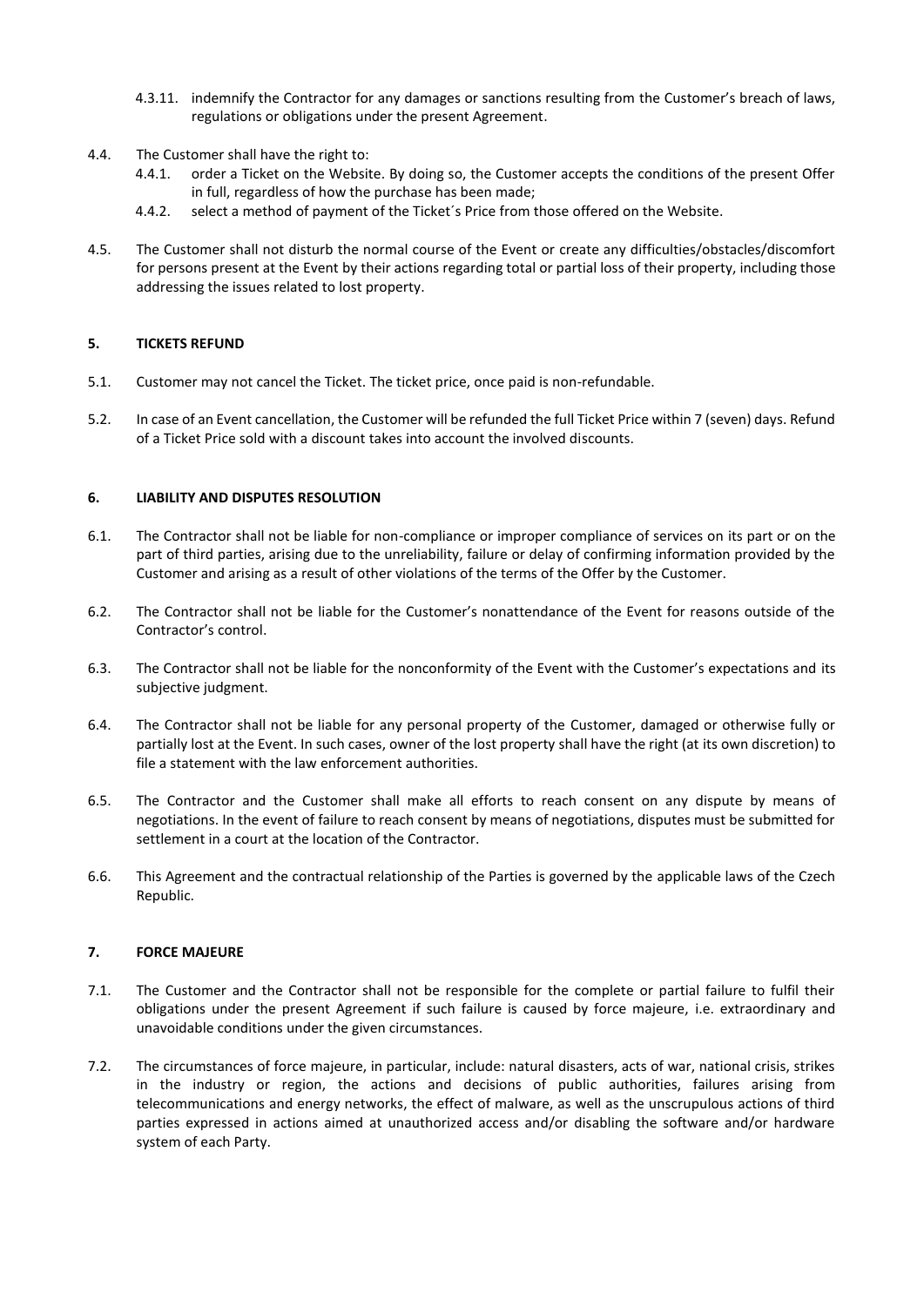4.3.11. indemnify the Contractor for any damages or sanctions resulting from the Customer's breach of laws, regulations or obligations under the present Agreement.

4.4. The Customer shall have the right to:

4.4.1. order a Ticket on the Website. By doing so, the Customer accepts the conditions of the present Offer in full, regardless of how the purchase has been made;

4.4.2. select a method of payment of the Ticket´s Price from those offered on the Website.

4.5. The Customer shall not disturb the normal course of the Event or create any difficulties/obstacles/discomfort for persons present at the Event by their actions regarding total or partial loss of their property, including those addressing the issues related to lost property.

## 5. TICKETS REFUND

5.1. Customer may not cancel the Ticket. The ticket price, once paid is non-refundable.

5.2. In case of an Event cancellation, the Customer will be refunded the full Ticket Price within 7 (seven) days. Refund of a Ticket Price sold with a discount takes into account the involved discounts.

## 6. LIABILITY AND DISPUTES RESOLUTION

6.1. The Contractor shall not be liable for non-compliance or improper compliance of services on its part or on the part of third parties, arising due to the unreliability, failure or delay of confirming information provided by the Customer and arising as a result of other violations of the terms of the Offer by the Customer.

6.2. The Contractor shall not be liable for the Customer's nonattendance of the Event for reasons outside of the Contractor's control.

6.3. The Contractor shall not be liable for the nonconformity of the Event with the Customer's expectations and its subjective judgment.

6.4. The Contractor shall not be liable for any personal property of the Customer, damaged or otherwise fully or partially lost at the Event. In such cases, owner of the lost property shall have the right (at its own discretion) to file a statement with the law enforcement authorities.

6.5. The Contractor and the Customer shall make all efforts to reach consent on any dispute by means of negotiations. In the event of failure to reach consent by means of negotiations, disputes must be submitted for settlement in a court at the location of the Contractor.

6.6. This Agreement and the contractual relationship of the Parties is governed by the applicable laws of the Czech Republic.

## 7. FORCE MAJEURE

7.1. The Customer and the Contractor shall not be responsible for the complete or partial failure to fulfil their obligations under the present Agreement if such failure is caused by force majeure, i.e. extraordinary and unavoidable conditions under the given circumstances.

7.2. The circumstances of force majeure, in particular, include: natural disasters, acts of war, national crisis, strikes in the industry or region, the actions and decisions of public authorities, failures arising from telecommunications and energy networks, the effect of malware, as well as the unscrupulous actions of third parties expressed in actions aimed at unauthorized access and/or disabling the software and/or hardware system of each Party.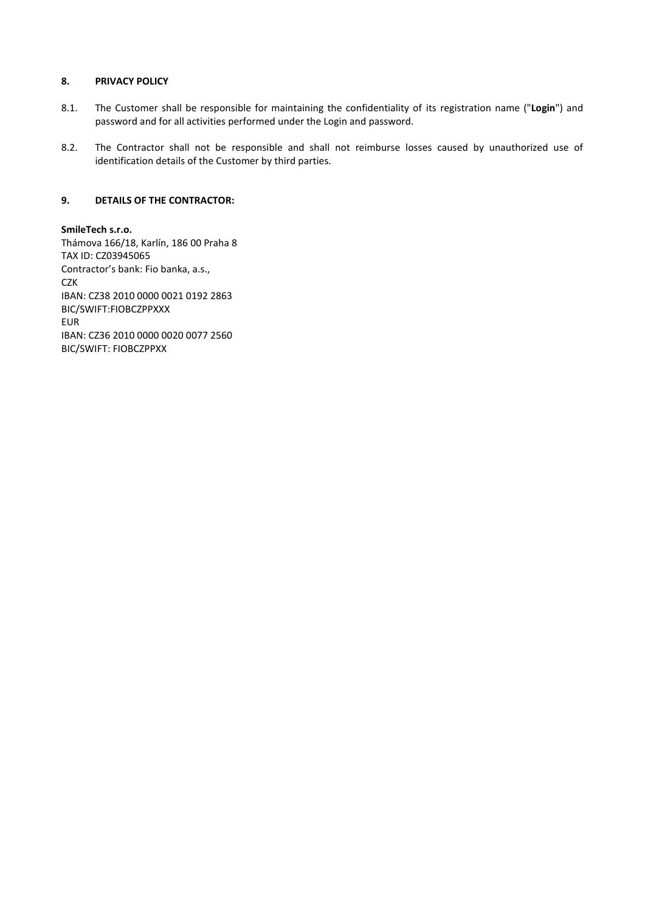## 8. PRIVACY POLICY

8.1. The Customer shall be responsible for maintaining the confidentiality of its registration name ("**Login**") and password and for all activities performed under the Login and password.

8.2. The Contractor shall not be responsible and shall not reimburse losses caused by unauthorized use of identification details of the Customer by third parties.

## 9. DETAILS OF THE CONTRACTOR:

**SmileTech s.r.o.**
Thámova 166/18, Karlín, 186 00 Praha 8
TAX ID: CZ03945065
Contractor's bank: Fio banka, a.s.,
CZK
IBAN: CZ38 2010 0000 0021 0192 2863
BIC/SWIFT:FIOBCZPPXXX
EUR
IBAN: CZ36 2010 0000 0020 0077 2560
BIC/SWIFT: FIOBCZPPXX